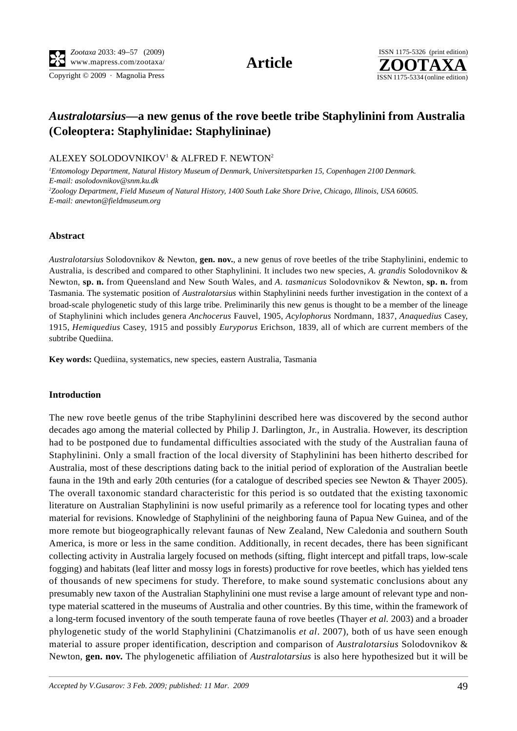# *Australotarsius*—a new genus of the rove beetle tribe Staphylinini from Australia (Coleoptera: Staphylinidae: Staphylininae)

ALEXEY SOLODOVNIKOV[1] & ALFRED F. NEWTON[2]

[1]*Entomology Department, Natural History Museum of Denmark, Universitetsparken 15, Copenhagen 2100 Denmark. E-mail: asolodovnikov@snm.ku.dk*
[2]*Zoology Department, Field Museum of Natural History, 1400 South Lake Shore Drive, Chicago, Illinois, USA 60605. E-mail: anewton@fieldmuseum.org*

### Abstract

*Australotarsius* Solodovnikov & Newton, **gen. nov.**, a new genus of rove beetles of the tribe Staphylinini, endemic to Australia, is described and compared to other Staphylinini. It includes two new species, *A. grandis* Solodovnikov & Newton, **sp. n.** from Queensland and New South Wales, and *A. tasmanicus* Solodovnikov & Newton, **sp. n.** from Tasmania. The systematic position of *Australotarsius* within Staphylinini needs further investigation in the context of a broad-scale phylogenetic study of this large tribe. Preliminarily this new genus is thought to be a member of the lineage of Staphylinini which includes genera *Anchocerus* Fauvel, 1905, *Acylophorus* Nordmann, 1837, *Anaquedius* Casey, 1915, *Hemiquedius* Casey, 1915 and possibly *Euryporus* Erichson, 1839, all of which are current members of the subtribe Quediina.

**Key words:** Quediina, systematics, new species, eastern Australia, Tasmania

### Introduction

The new rove beetle genus of the tribe Staphylinini described here was discovered by the second author decades ago among the material collected by Philip J. Darlington, Jr., in Australia. However, its description had to be postponed due to fundamental difficulties associated with the study of the Australian fauna of Staphylinini. Only a small fraction of the local diversity of Staphylinini has been hitherto described for Australia, most of these descriptions dating back to the initial period of exploration of the Australian beetle fauna in the 19th and early 20th centuries (for a catalogue of described species see Newton & Thayer 2005). The overall taxonomic standard characteristic for this period is so outdated that the existing taxonomic literature on Australian Staphylinini is now useful primarily as a reference tool for locating types and other material for revisions. Knowledge of Staphylinini of the neighboring fauna of Papua New Guinea, and of the more remote but biogeographically relevant faunas of New Zealand, New Caledonia and southern South America, is more or less in the same condition. Additionally, in recent decades, there has been significant collecting activity in Australia largely focused on methods (sifting, flight intercept and pitfall traps, low-scale fogging) and habitats (leaf litter and mossy logs in forests) productive for rove beetles, which has yielded tens of thousands of new specimens for study. Therefore, to make sound systematic conclusions about any presumably new taxon of the Australian Staphylinini one must revise a large amount of relevant type and non-type material scattered in the museums of Australia and other countries. By this time, within the framework of a long-term focused inventory of the south temperate fauna of rove beetles (Thayer *et al.* 2003) and a broader phylogenetic study of the world Staphylinini (Chatzimanolis *et al*. 2007), both of us have seen enough material to assure proper identification, description and comparison of *Australotarsius* Solodovnikov & Newton, **gen. nov.** The phylogenetic affiliation of *Australotarsius* is also here hypothesized but it will be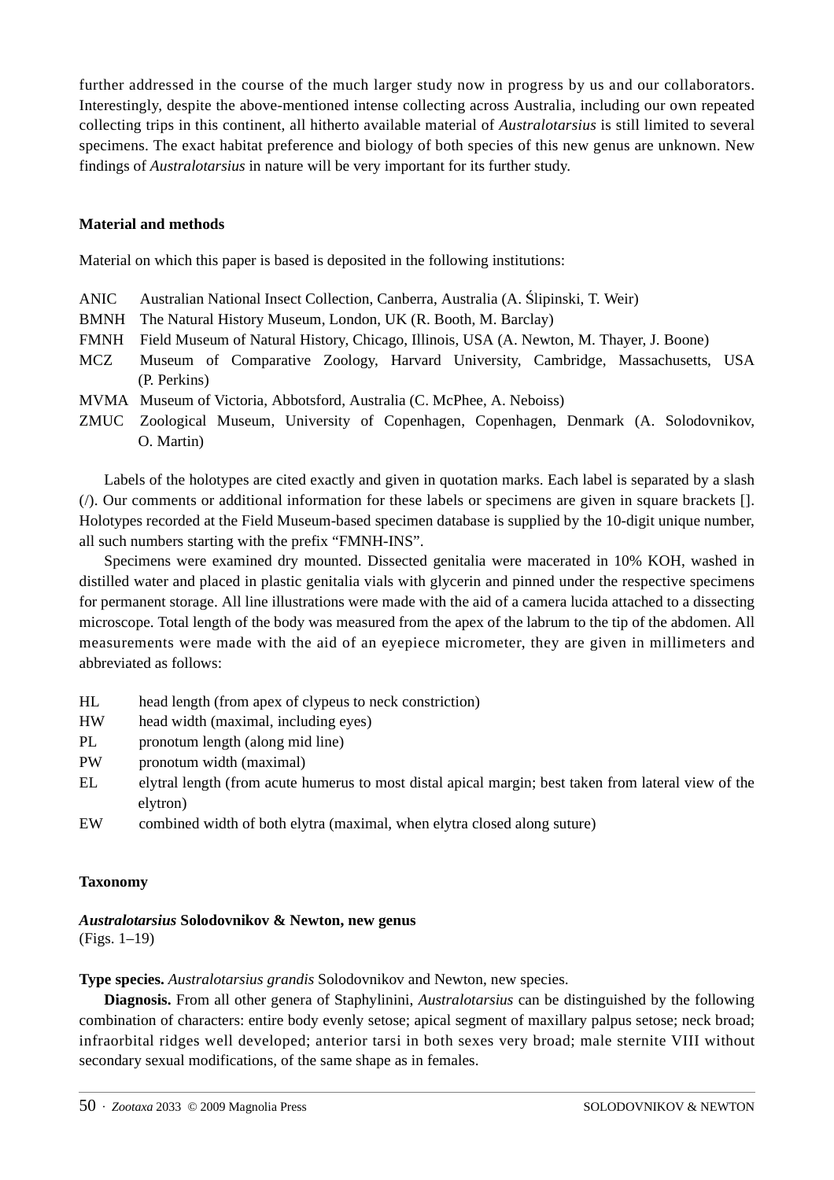further addressed in the course of the much larger study now in progress by us and our collaborators. Interestingly, despite the above-mentioned intense collecting across Australia, including our own repeated collecting trips in this continent, all hitherto available material of *Australotarsius* is still limited to several specimens. The exact habitat preference and biology of both species of this new genus are unknown. New findings of *Australotarsius* in nature will be very important for its further study.

## Material and methods

Material on which this paper is based is deposited in the following institutions:

- ANIC Australian National Insect Collection, Canberra, Australia (A. Ślipinski, T. Weir)
- BMNH The Natural History Museum, London, UK (R. Booth, M. Barclay)
- FMNH Field Museum of Natural History, Chicago, Illinois, USA (A. Newton, M. Thayer, J. Boone)
- MCZ Museum of Comparative Zoology, Harvard University, Cambridge, Massachusetts, USA (P. Perkins)
- MVMA Museum of Victoria, Abbotsford, Australia (C. McPhee, A. Neboiss)
- ZMUC Zoological Museum, University of Copenhagen, Copenhagen, Denmark (A. Solodovnikov, O. Martin)

Labels of the holotypes are cited exactly and given in quotation marks. Each label is separated by a slash (/). Our comments or additional information for these labels or specimens are given in square brackets []. Holotypes recorded at the Field Museum-based specimen database is supplied by the 10-digit unique number, all such numbers starting with the prefix "FMNH-INS".

Specimens were examined dry mounted. Dissected genitalia were macerated in 10% KOH, washed in distilled water and placed in plastic genitalia vials with glycerin and pinned under the respective specimens for permanent storage. All line illustrations were made with the aid of a camera lucida attached to a dissecting microscope. Total length of the body was measured from the apex of the labrum to the tip of the abdomen. All measurements were made with the aid of an eyepiece micrometer, they are given in millimeters and abbreviated as follows:

- HL head length (from apex of clypeus to neck constriction)
- HW head width (maximal, including eyes)
- PL pronotum length (along mid line)
- PW pronotum width (maximal)
- EL elytral length (from acute humerus to most distal apical margin; best taken from lateral view of the elytron)
- EW combined width of both elytra (maximal, when elytra closed along suture)

## Taxonomy

***Australotarsius* Solodovnikov & Newton, new genus**
(Figs. 1–19)

**Type species.** *Australotarsius grandis* Solodovnikov and Newton, new species.

**Diagnosis.** From all other genera of Staphylinini, *Australotarsius* can be distinguished by the following combination of characters: entire body evenly setose; apical segment of maxillary palpus setose; neck broad; infraorbital ridges well developed; anterior tarsi in both sexes very broad; male sternite VIII without secondary sexual modifications, of the same shape as in females.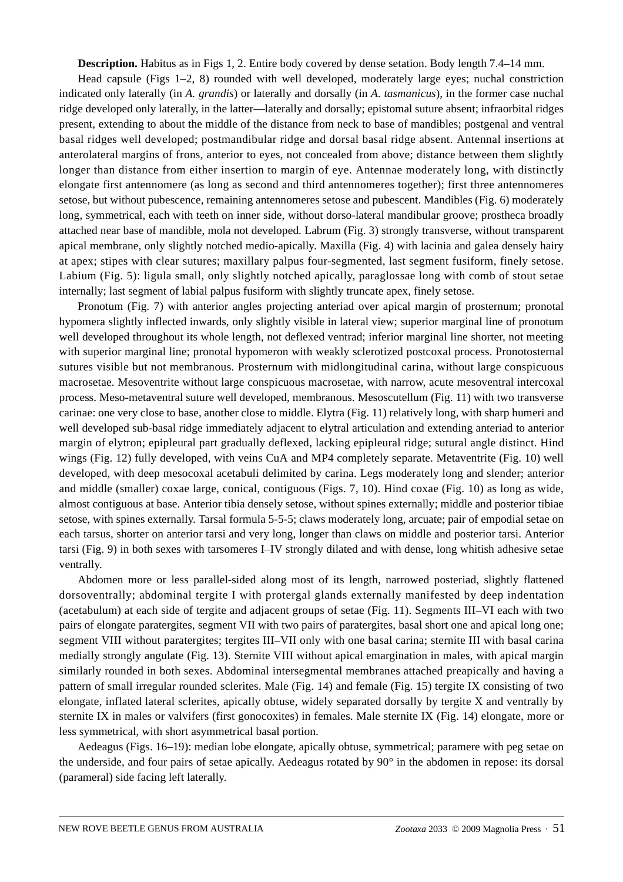**Description.** Habitus as in Figs 1, 2. Entire body covered by dense setation. Body length 7.4–14 mm.

Head capsule (Figs 1–2, 8) rounded with well developed, moderately large eyes; nuchal constriction indicated only laterally (in *A. grandis*) or laterally and dorsally (in *A. tasmanicus*), in the former case nuchal ridge developed only laterally, in the latter—laterally and dorsally; epistomal suture absent; infraorbital ridges present, extending to about the middle of the distance from neck to base of mandibles; postgenal and ventral basal ridges well developed; postmandibular ridge and dorsal basal ridge absent. Antennal insertions at anterolateral margins of frons, anterior to eyes, not concealed from above; distance between them slightly longer than distance from either insertion to margin of eye. Antennae moderately long, with distinctly elongate first antennomere (as long as second and third antennomeres together); first three antennomeres setose, but without pubescence, remaining antennomeres setose and pubescent. Mandibles (Fig. 6) moderately long, symmetrical, each with teeth on inner side, without dorso-lateral mandibular groove; prostheca broadly attached near base of mandible, mola not developed. Labrum (Fig. 3) strongly transverse, without transparent apical membrane, only slightly notched medio-apically. Maxilla (Fig. 4) with lacinia and galea densely hairy at apex; stipes with clear sutures; maxillary palpus four-segmented, last segment fusiform, finely setose. Labium (Fig. 5): ligula small, only slightly notched apically, paraglossae long with comb of stout setae internally; last segment of labial palpus fusiform with slightly truncate apex, finely setose.

Pronotum (Fig. 7) with anterior angles projecting anteriad over apical margin of prosternum; pronotal hypomera slightly inflected inwards, only slightly visible in lateral view; superior marginal line of pronotum well developed throughout its whole length, not deflexed ventrad; inferior marginal line shorter, not meeting with superior marginal line; pronotal hypomeron with weakly sclerotized postcoxal process. Pronotosternal sutures visible but not membranous. Prosternum with midlongitudinal carina, without large conspicuous macrosetae. Mesoventrite without large conspicuous macrosetae, with narrow, acute mesoventral intercoxal process. Meso-metaventral suture well developed, membranous. Mesoscutellum (Fig. 11) with two transverse carinae: one very close to base, another close to middle. Elytra (Fig. 11) relatively long, with sharp humeri and well developed sub-basal ridge immediately adjacent to elytral articulation and extending anteriad to anterior margin of elytron; epipleural part gradually deflexed, lacking epipleural ridge; sutural angle distinct. Hind wings (Fig. 12) fully developed, with veins CuA and MP4 completely separate. Metaventrite (Fig. 10) well developed, with deep mesocoxal acetabuli delimited by carina. Legs moderately long and slender; anterior and middle (smaller) coxae large, conical, contiguous (Figs. 7, 10). Hind coxae (Fig. 10) as long as wide, almost contiguous at base. Anterior tibia densely setose, without spines externally; middle and posterior tibiae setose, with spines externally. Tarsal formula 5-5-5; claws moderately long, arcuate; pair of empodial setae on each tarsus, shorter on anterior tarsi and very long, longer than claws on middle and posterior tarsi. Anterior tarsi (Fig. 9) in both sexes with tarsomeres I–IV strongly dilated and with dense, long whitish adhesive setae ventrally.

Abdomen more or less parallel-sided along most of its length, narrowed posteriad, slightly flattened dorsoventrally; abdominal tergite I with protergal glands externally manifested by deep indentation (acetabulum) at each side of tergite and adjacent groups of setae (Fig. 11). Segments III–VI each with two pairs of elongate paratergites, segment VII with two pairs of paratergites, basal short one and apical long one; segment VIII without paratergites; tergites III–VII only with one basal carina; sternite III with basal carina medially strongly angulate (Fig. 13). Sternite VIII without apical emargination in males, with apical margin similarly rounded in both sexes. Abdominal intersegmental membranes attached preapically and having a pattern of small irregular rounded sclerites. Male (Fig. 14) and female (Fig. 15) tergite IX consisting of two elongate, inflated lateral sclerites, apically obtuse, widely separated dorsally by tergite X and ventrally by sternite IX in males or valvifers (first gonocoxites) in females. Male sternite IX (Fig. 14) elongate, more or less symmetrical, with short asymmetrical basal portion.

Aedeagus (Figs. 16–19): median lobe elongate, apically obtuse, symmetrical; paramere with peg setae on the underside, and four pairs of setae apically. Aedeagus rotated by 90° in the abdomen in repose: its dorsal (parameral) side facing left laterally.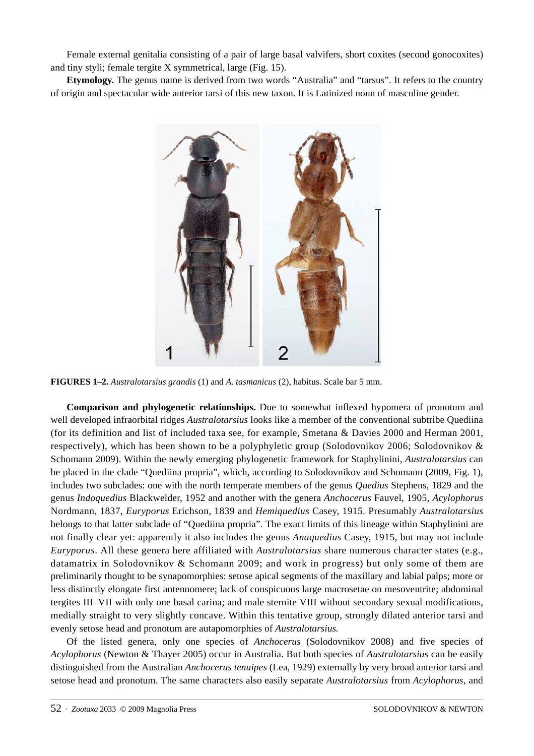Female external genitalia consisting of a pair of large basal valvifers, short coxites (second gonocoxites) and tiny styli; female tergite X symmetrical, large (Fig. 15).

**Etymology.** The genus name is derived from two words "Australia" and "tarsus". It refers to the country of origin and spectacular wide anterior tarsi of this new taxon. It is Latinized noun of masculine gender.

**FIGURES 1–2.** *Australotarsius grandis* (1) and *A. tasmanicus* (2), habitus. Scale bar 5 mm.

**Comparison and phylogenetic relationships.** Due to somewhat inflexed hypomera of pronotum and well developed infraorbital ridges *Australotarsius* looks like a member of the conventional subtribe Quediina (for its definition and list of included taxa see, for example, Smetana & Davies 2000 and Herman 2001, respectively), which has been shown to be a polyphyletic group (Solodovnikov 2006; Solodovnikov & Schomann 2009). Within the newly emerging phylogenetic framework for Staphylinini, *Australotarsius* can be placed in the clade "Quediina propria", which, according to Solodovnikov and Schomann (2009, Fig. 1), includes two subclades: one with the north temperate members of the genus *Quedius* Stephens, 1829 and the genus *Indoquedius* Blackwelder, 1952 and another with the genera *Anchocerus* Fauvel, 1905, *Acylophorus* Nordmann, 1837, *Euryporus* Erichson, 1839 and *Hemiquedius* Casey, 1915. Presumably *Australotarsius* belongs to that latter subclade of "Quediina propria". The exact limits of this lineage within Staphylinini are not finally clear yet: apparently it also includes the genus *Anaquedius* Casey, 1915, but may not include *Euryporus*. All these genera here affiliated with *Australotarsius* share numerous character states (e.g., datamatrix in Solodovnikov & Schomann 2009; and work in progress) but only some of them are preliminarily thought to be synapomorphies: setose apical segments of the maxillary and labial palps; more or less distinctly elongate first antennomere; lack of conspicuous large macrosetae on mesoventrite; abdominal tergites III–VII with only one basal carina; and male sternite VIII without secondary sexual modifications, medially straight to very slightly concave. Within this tentative group, strongly dilated anterior tarsi and evenly setose head and pronotum are autapomorphies of *Australotarsius.*

Of the listed genera, only one species of *Anchocerus* (Solodovnikov 2008) and five species of *Acylophorus* (Newton & Thayer 2005) occur in Australia. But both species of *Australotarsius* can be easily distinguished from the Australian *Anchocerus tenuipes* (Lea, 1929) externally by very broad anterior tarsi and setose head and pronotum. The same characters also easily separate *Australotarsius* from *Acylophorus*, and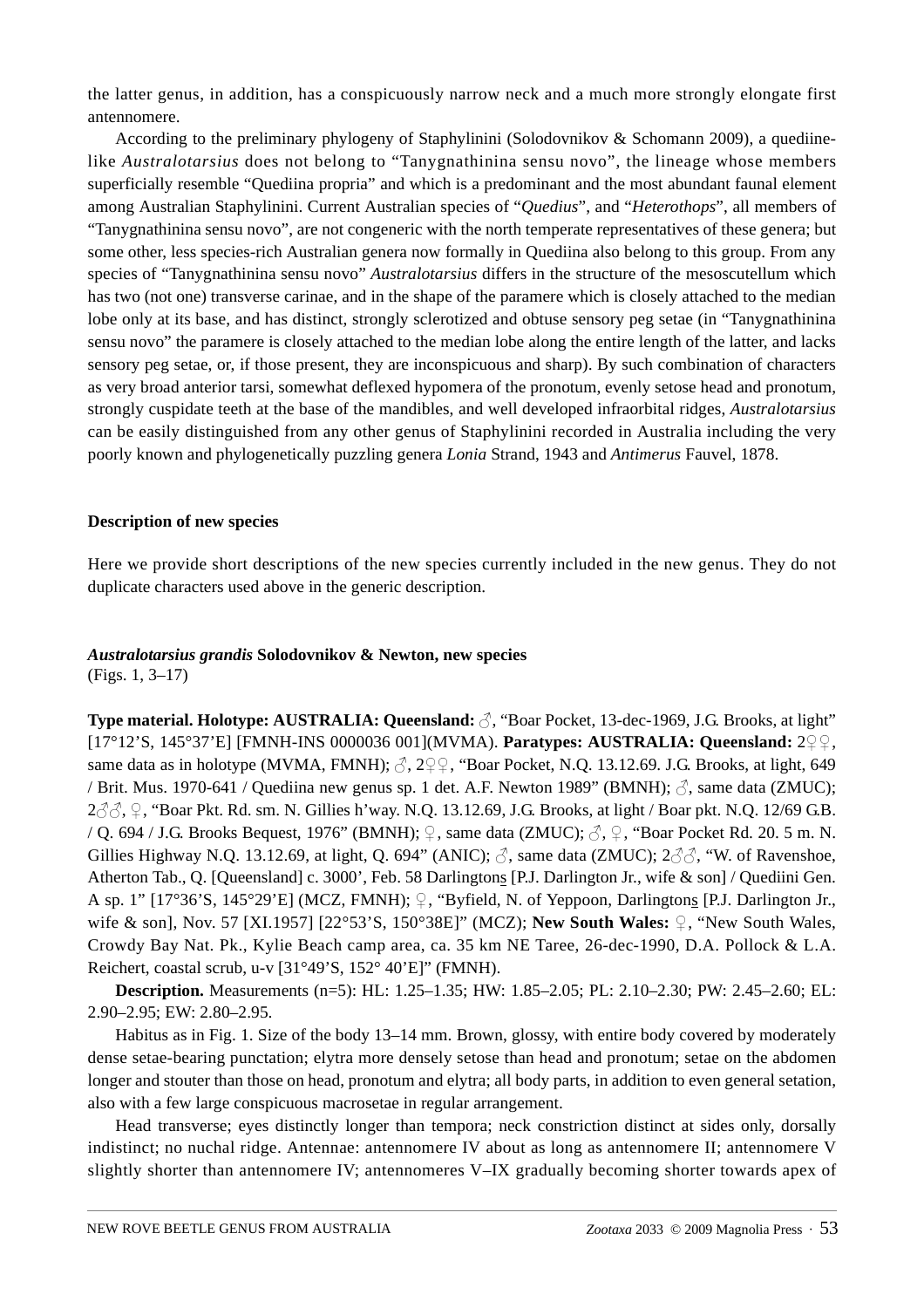the latter genus, in addition, has a conspicuously narrow neck and a much more strongly elongate first antennomere.

According to the preliminary phylogeny of Staphylinini (Solodovnikov & Schomann 2009), a quediine-like *Australotarsius* does not belong to "Tanygnathinina sensu novo", the lineage whose members superficially resemble "Quediina propria" and which is a predominant and the most abundant faunal element among Australian Staphylinini. Current Australian species of "*Quedius*", and "*Heterothops*", all members of "Tanygnathinina sensu novo", are not congeneric with the north temperate representatives of these genera; but some other, less species-rich Australian genera now formally in Quediina also belong to this group. From any species of "Tanygnathinina sensu novo" *Australotarsius* differs in the structure of the mesoscutellum which has two (not one) transverse carinae, and in the shape of the paramere which is closely attached to the median lobe only at its base, and has distinct, strongly sclerotized and obtuse sensory peg setae (in "Tanygnathinina sensu novo" the paramere is closely attached to the median lobe along the entire length of the latter, and lacks sensory peg setae, or, if those present, they are inconspicuous and sharp). By such combination of characters as very broad anterior tarsi, somewhat deflexed hypomera of the pronotum, evenly setose head and pronotum, strongly cuspidate teeth at the base of the mandibles, and well developed infraorbital ridges, *Australotarsius* can be easily distinguished from any other genus of Staphylinini recorded in Australia including the very poorly known and phylogenetically puzzling genera *Lonia* Strand, 1943 and *Antimerus* Fauvel, 1878.

## Description of new species

Here we provide short descriptions of the new species currently included in the new genus. They do not duplicate characters used above in the generic description.

### *Australotarsius grandis* Solodovnikov & Newton, new species

(Figs. 1, 3–17)

**Type material. Holotype: AUSTRALIA: Queensland:** ♂, "Boar Pocket, 13-dec-1969, J.G. Brooks, at light" [17°12'S, 145°37'E] [FMNH-INS 0000036 001](MVMA). **Paratypes: AUSTRALIA: Queensland:** 2♀♀, same data as in holotype (MVMA, FMNH); ♂, 2♀♀, "Boar Pocket, N.Q. 13.12.69. J.G. Brooks, at light, 649 / Brit. Mus. 1970-641 / Quediina new genus sp. 1 det. A.F. Newton 1989" (BMNH); ♂, same data (ZMUC); 2♂♂, ♀, "Boar Pkt. Rd. sm. N. Gillies h'way. N.Q. 13.12.69, J.G. Brooks, at light / Boar pkt. N.Q. 12/69 G.B. / Q. 694 / J.G. Brooks Bequest, 1976" (BMNH); ♀, same data (ZMUC); ♂, ♀, "Boar Pocket Rd. 20. 5 m. N. Gillies Highway N.Q. 13.12.69, at light, Q. 694" (ANIC); ♂, same data (ZMUC); 2♂♂, "W. of Ravenshoe, Atherton Tab., Q. [Queensland] c. 3000', Feb. 58 Darlingtons [P.J. Darlington Jr., wife & son] / Quediini Gen. A sp. 1" [17°36'S, 145°29'E] (MCZ, FMNH); ♀, "Byfield, N. of Yeppoon, Darlingtons [P.J. Darlington Jr., wife & son], Nov. 57 [XI.1957] [22°53'S, 150°38'E]" (MCZ); **New South Wales:** ♀, "New South Wales, Crowdy Bay Nat. Pk., Kylie Beach camp area, ca. 35 km NE Taree, 26-dec-1990, D.A. Pollock & L.A. Reichert, coastal scrub, u-v [31°49'S, 152° 40'E]" (FMNH).

**Description.** Measurements (n=5): HL: 1.25–1.35; HW: 1.85–2.05; PL: 2.10–2.30; PW: 2.45–2.60; EL: 2.90–2.95; EW: 2.80–2.95.

Habitus as in Fig. 1. Size of the body 13–14 mm. Brown, glossy, with entire body covered by moderately dense setae-bearing punctation; elytra more densely setose than head and pronotum; setae on the abdomen longer and stouter than those on head, pronotum and elytra; all body parts, in addition to even general setation, also with a few large conspicuous macrosetae in regular arrangement.

Head transverse; eyes distinctly longer than tempora; neck constriction distinct at sides only, dorsally indistinct; no nuchal ridge. Antennae: antennomere IV about as long as antennomere II; antennomere V slightly shorter than antennomere IV; antennomeres V–IX gradually becoming shorter towards apex of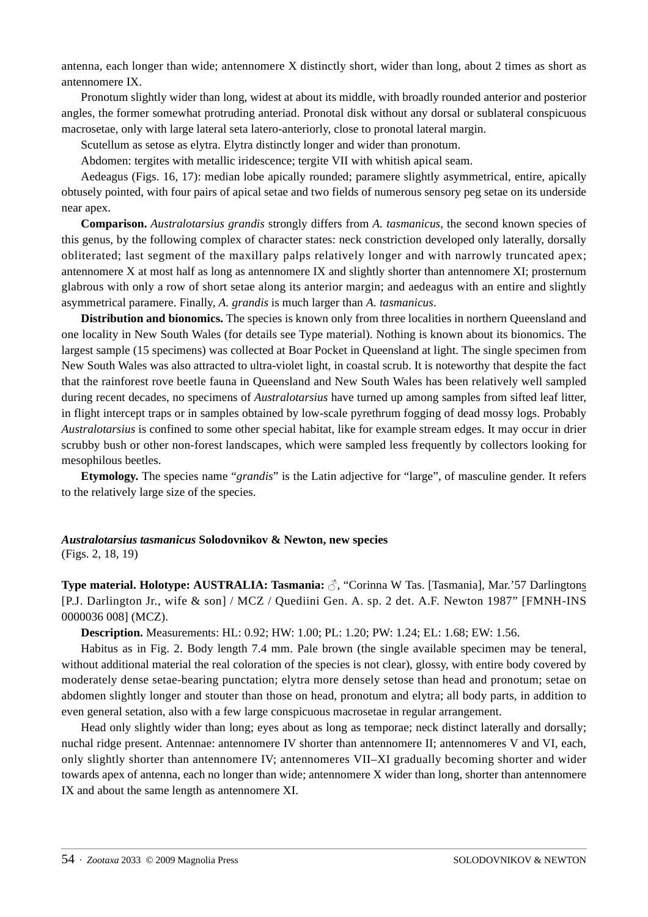antenna, each longer than wide; antennomere X distinctly short, wider than long, about 2 times as short as antennomere IX.

Pronotum slightly wider than long, widest at about its middle, with broadly rounded anterior and posterior angles, the former somewhat protruding anteriad. Pronotal disk without any dorsal or sublateral conspicuous macrosetae, only with large lateral seta latero-anteriorly, close to pronotal lateral margin.

Scutellum as setose as elytra. Elytra distinctly longer and wider than pronotum.

Abdomen: tergites with metallic iridescence; tergite VII with whitish apical seam.

Aedeagus (Figs. 16, 17): median lobe apically rounded; paramere slightly asymmetrical, entire, apically obtusely pointed, with four pairs of apical setae and two fields of numerous sensory peg setae on its underside near apex.

**Comparison.** *Australotarsius grandis* strongly differs from *A. tasmanicus*, the second known species of this genus, by the following complex of character states: neck constriction developed only laterally, dorsally obliterated; last segment of the maxillary palps relatively longer and with narrowly truncated apex; antennomere X at most half as long as antennomere IX and slightly shorter than antennomere XI; prosternum glabrous with only a row of short setae along its anterior margin; and aedeagus with an entire and slightly asymmetrical paramere. Finally, *A. grandis* is much larger than *A. tasmanicus*.

**Distribution and bionomics.** The species is known only from three localities in northern Queensland and one locality in New South Wales (for details see Type material). Nothing is known about its bionomics. The largest sample (15 specimens) was collected at Boar Pocket in Queensland at light. The single specimen from New South Wales was also attracted to ultra-violet light, in coastal scrub. It is noteworthy that despite the fact that the rainforest rove beetle fauna in Queensland and New South Wales has been relatively well sampled during recent decades, no specimens of *Australotarsius* have turned up among samples from sifted leaf litter, in flight intercept traps or in samples obtained by low-scale pyrethrum fogging of dead mossy logs. Probably *Australotarsius* is confined to some other special habitat, like for example stream edges. It may occur in drier scrubby bush or other non-forest landscapes, which were sampled less frequently by collectors looking for mesophilous beetles.

**Etymology.** The species name "*grandis*" is the Latin adjective for "large", of masculine gender. It refers to the relatively large size of the species.

***Australotarsius tasmanicus* Solodovnikov & Newton, new species**
(Figs. 2, 18, 19)

**Type material. Holotype: AUSTRALIA: Tasmania:** ♂, "Corinna W Tas. [Tasmania], Mar.'57 Darlingtons [P.J. Darlington Jr., wife & son] / MCZ / Quediini Gen. A. sp. 2 det. A.F. Newton 1987" [FMNH-INS 0000036 008] (MCZ).

**Description.** Measurements: HL: 0.92; HW: 1.00; PL: 1.20; PW: 1.24; EL: 1.68; EW: 1.56.

Habitus as in Fig. 2. Body length 7.4 mm. Pale brown (the single available specimen may be teneral, without additional material the real coloration of the species is not clear), glossy, with entire body covered by moderately dense setae-bearing punctation; elytra more densely setose than head and pronotum; setae on abdomen slightly longer and stouter than those on head, pronotum and elytra; all body parts, in addition to even general setation, also with a few large conspicuous macrosetae in regular arrangement.

Head only slightly wider than long; eyes about as long as temporae; neck distinct laterally and dorsally; nuchal ridge present. Antennae: antennomere IV shorter than antennomere II; antennomeres V and VI, each, only slightly shorter than antennomere IV; antennomeres VII–XI gradually becoming shorter and wider towards apex of antenna, each no longer than wide; antennomere X wider than long, shorter than antennomere IX and about the same length as antennomere XI.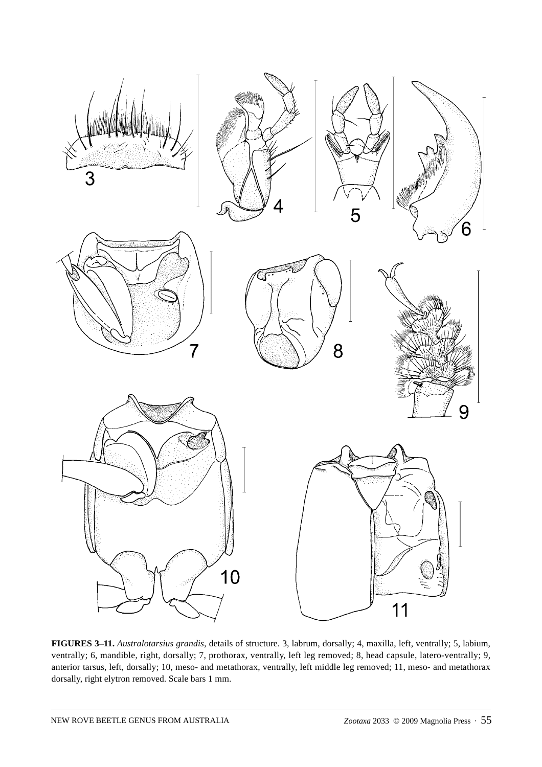**FIGURES 3–11.** *Australotarsius grandis*, details of structure. 3, labrum, dorsally; 4, maxilla, left, ventrally; 5, labium, ventrally; 6, mandible, right, dorsally; 7, prothorax, ventrally, left leg removed; 8, head capsule, latero-ventrally; 9, anterior tarsus, left, dorsally; 10, meso- and metathorax, ventrally, left middle leg removed; 11, meso- and metathorax dorsally, right elytron removed. Scale bars 1 mm.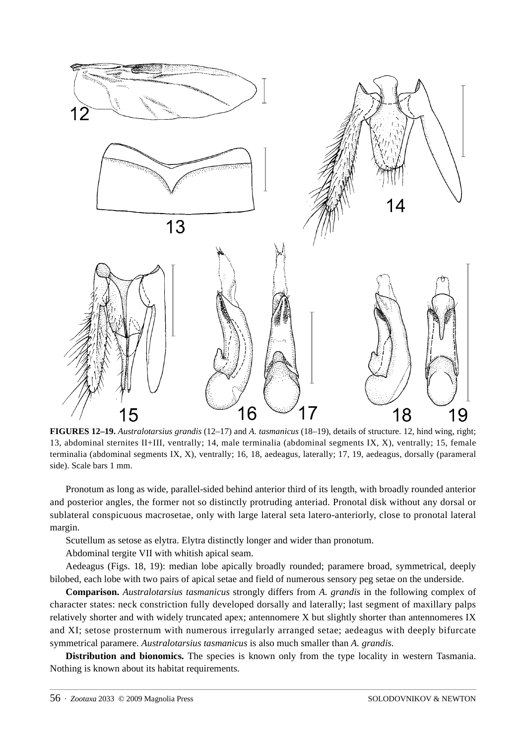**FIGURES 12–19.** *Australotarsius grandis* (12–17) and *A. tasmanicus* (18–19), details of structure. 12, hind wing, right; 13, abdominal sternites II+III, ventrally; 14, male terminalia (abdominal segments IX, X), ventrally; 15, female terminalia (abdominal segments IX, X), ventrally; 16, 18, aedeagus, laterally; 17, 19, aedeagus, dorsally (parameral side). Scale bars 1 mm.

Pronotum as long as wide, parallel-sided behind anterior third of its length, with broadly rounded anterior and posterior angles, the former not so distinctly protruding anteriad. Pronotal disk without any dorsal or sublateral conspicuous macrosetae, only with large lateral seta latero-anteriorly, close to pronotal lateral margin.

Scutellum as setose as elytra. Elytra distinctly longer and wider than pronotum.

Abdominal tergite VII with whitish apical seam.

Aedeagus (Figs. 18, 19): median lobe apically broadly rounded; paramere broad, symmetrical, deeply bilobed, each lobe with two pairs of apical setae and field of numerous sensory peg setae on the underside.

**Comparison.** *Australotarsius tasmanicus* strongly differs from *A. grandis* in the following complex of character states: neck constriction fully developed dorsally and laterally; last segment of maxillary palps relatively shorter and with widely truncated apex; antennomere X but slightly shorter than antennomeres IX and XI; setose prosternum with numerous irregularly arranged setae; aedeagus with deeply bifurcate symmetrical paramere. *Australotarsius tasmanicus* is also much smaller than *A. grandis.*

**Distribution and bionomics.** The species is known only from the type locality in western Tasmania. Nothing is known about its habitat requirements.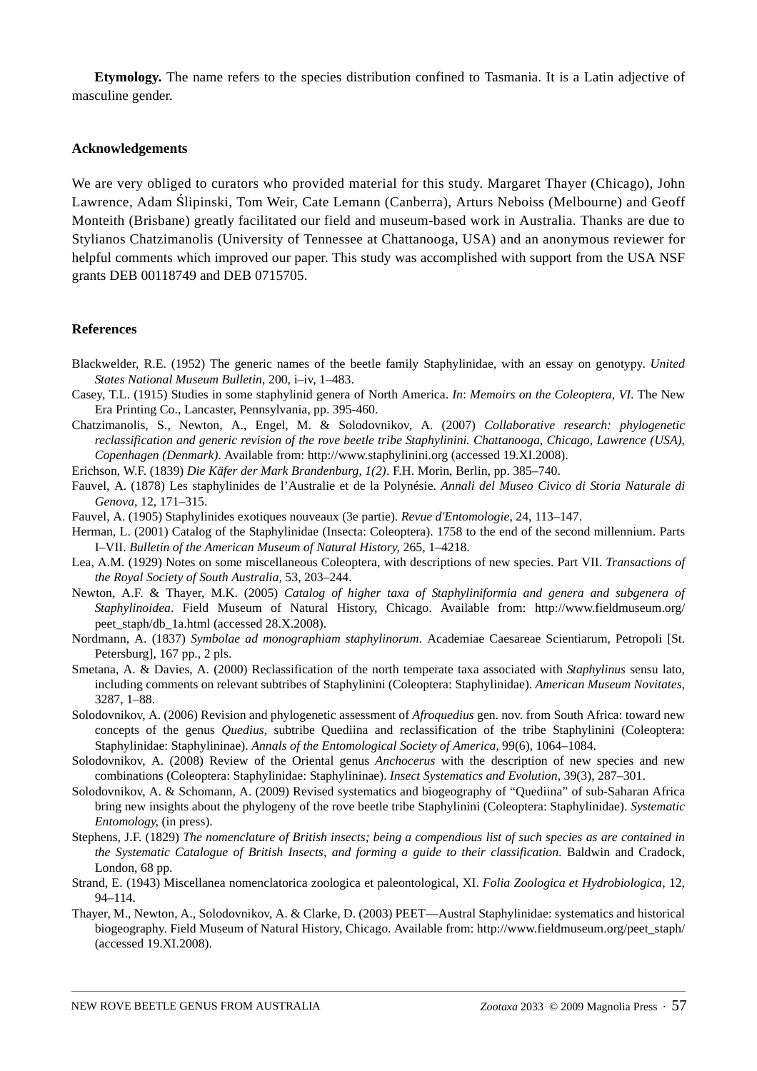**Etymology.** The name refers to the species distribution confined to Tasmania. It is a Latin adjective of masculine gender.

## Acknowledgements

We are very obliged to curators who provided material for this study. Margaret Thayer (Chicago), John Lawrence, Adam Ślipinski, Tom Weir, Cate Lemann (Canberra), Arturs Neboiss (Melbourne) and Geoff Monteith (Brisbane) greatly facilitated our field and museum-based work in Australia. Thanks are due to Stylianos Chatzimanolis (University of Tennessee at Chattanooga, USA) and an anonymous reviewer for helpful comments which improved our paper. This study was accomplished with support from the USA NSF grants DEB 00118749 and DEB 0715705.

## References

Blackwelder, R.E. (1952) The generic names of the beetle family Staphylinidae, with an essay on genotypy. *United States National Museum Bulletin*, 200, i–iv, 1–483.

Casey, T.L. (1915) Studies in some staphylinid genera of North America. *In*: *Memoirs on the Coleoptera, VI*. The New Era Printing Co., Lancaster, Pennsylvania, pp. 395-460.

Chatzimanolis, S., Newton, A., Engel, M. & Solodovnikov, A. (2007) *Collaborative research: phylogenetic reclassification and generic revision of the rove beetle tribe Staphylinini. Chattanooga, Chicago, Lawrence (USA), Copenhagen (Denmark)*. Available from: http://www.staphylinini.org (accessed 19.XI.2008).

Erichson, W.F. (1839) *Die Käfer der Mark Brandenburg, 1(2)*. F.H. Morin, Berlin, pp. 385–740.

Fauvel, A. (1878) Les staphylinides de l'Australie et de la Polynésie. *Annali del Museo Civico di Storia Naturale di Genova*, 12, 171–315.

Fauvel, A. (1905) Staphylinides exotiques nouveaux (3e partie). *Revue d'Entomologie*, 24, 113–147.

Herman, L. (2001) Catalog of the Staphylinidae (Insecta: Coleoptera). 1758 to the end of the second millennium. Parts I–VII. *Bulletin of the American Museum of Natural History*, 265, 1–4218.

Lea, A.M. (1929) Notes on some miscellaneous Coleoptera, with descriptions of new species. Part VII. *Transactions of the Royal Society of South Australia*, 53, 203–244.

Newton, A.F. & Thayer, M.K. (2005) *Catalog of higher taxa of Staphyliniformia and genera and subgenera of Staphylinoidea*. Field Museum of Natural History, Chicago. Available from: http://www.fieldmuseum.org/peet_staph/db_1a.html (accessed 28.X.2008).

Nordmann, A. (1837) *Symbolae ad monographiam staphylinorum*. Academiae Caesareae Scientiarum, Petropoli [St. Petersburg], 167 pp., 2 pls.

Smetana, A. & Davies, A. (2000) Reclassification of the north temperate taxa associated with *Staphylinus* sensu lato, including comments on relevant subtribes of Staphylinini (Coleoptera: Staphylinidae). *American Museum Novitates*, 3287, 1–88.

Solodovnikov, A. (2006) Revision and phylogenetic assessment of *Afroquedius* gen. nov. from South Africa: toward new concepts of the genus *Quedius*, subtribe Quediina and reclassification of the tribe Staphylinini (Coleoptera: Staphylinidae: Staphylininae). *Annals of the Entomological Society of America*, 99(6), 1064–1084.

Solodovnikov, A. (2008) Review of the Oriental genus *Anchocerus* with the description of new species and new combinations (Coleoptera: Staphylinidae: Staphylininae). *Insect Systematics and Evolution*, 39(3), 287–301.

Solodovnikov, A. & Schomann, A. (2009) Revised systematics and biogeography of "Quediina" of sub-Saharan Africa bring new insights about the phylogeny of the rove beetle tribe Staphylinini (Coleoptera: Staphylinidae). *Systematic Entomology*, (in press).

Stephens, J.F. (1829) *The nomenclature of British insects; being a compendious list of such species as are contained in the Systematic Catalogue of British Insects, and forming a guide to their classification*. Baldwin and Cradock, London, 68 pp.

Strand, E. (1943) Miscellanea nomenclatorica zoologica et paleontological, XI. *Folia Zoologica et Hydrobiologica*, 12, 94–114.

Thayer, M., Newton, A., Solodovnikov, A. & Clarke, D. (2003) PEET—Austral Staphylinidae: systematics and historical biogeography. Field Museum of Natural History, Chicago. Available from: http://www.fieldmuseum.org/peet_staph/ (accessed 19.XI.2008).